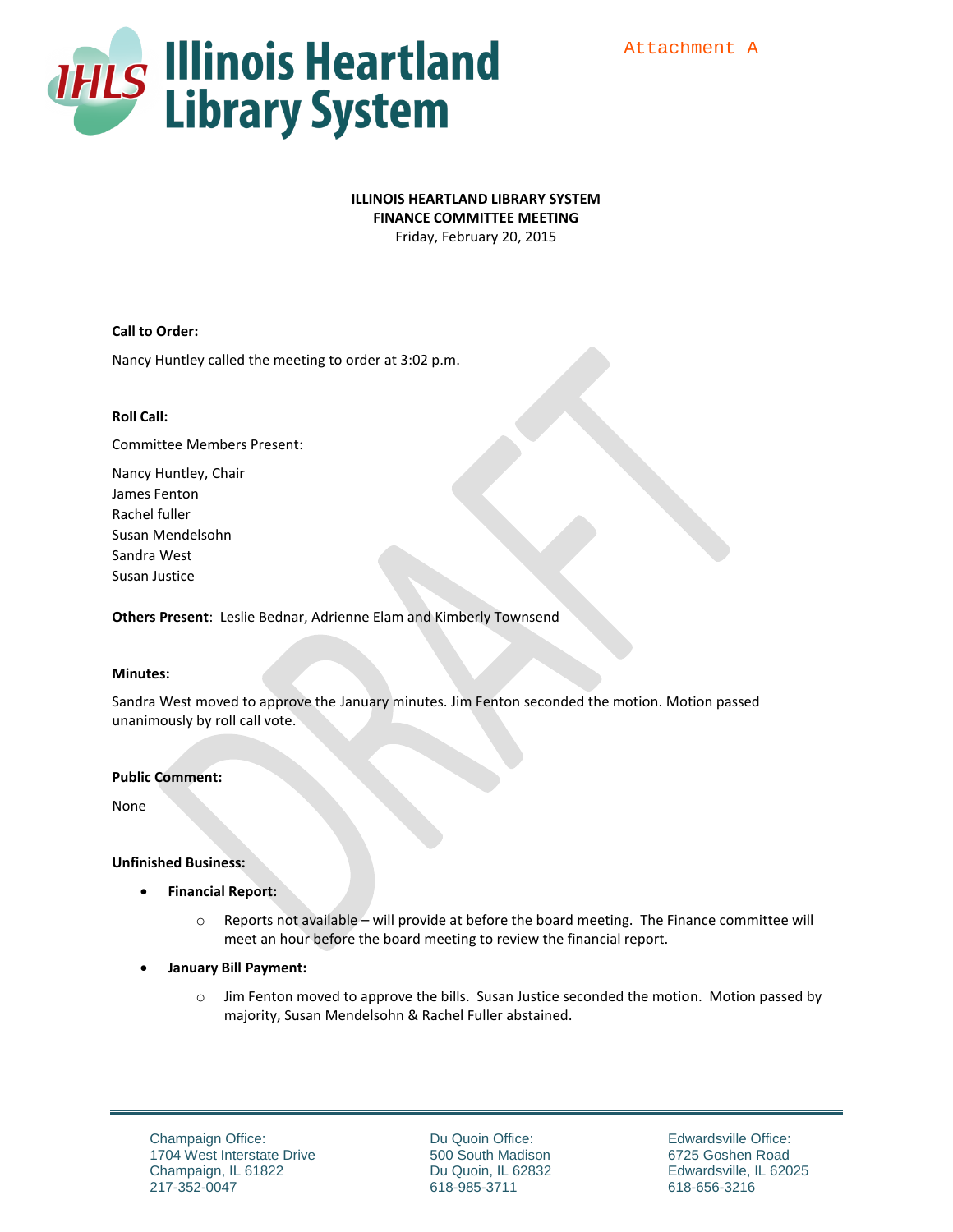Attachment A

# Illinois Heartland Library System

**ILLINOIS HEARTLAND LIBRARY SYSTEM**
**FINANCE COMMITTEE MEETING**
Friday, February 20, 2015

**Call to Order:**

Nancy Huntley called the meeting to order at 3:02 p.m.

**Roll Call:**

Committee Members Present:

Nancy Huntley, Chair
James Fenton
Rachel fuller
Susan Mendelsohn
Sandra West
Susan Justice

**Others Present**: Leslie Bednar, Adrienne Elam and Kimberly Townsend

**Minutes:**

Sandra West moved to approve the January minutes. Jim Fenton seconded the motion. Motion passed unanimously by roll call vote.

**Public Comment:**

None

**Unfinished Business:**

- **Financial Report:**
  - Reports not available – will provide at before the board meeting. The Finance committee will meet an hour before the board meeting to review the financial report.
- **January Bill Payment:**
  - Jim Fenton moved to approve the bills. Susan Justice seconded the motion. Motion passed by majority, Susan Mendelsohn & Rachel Fuller abstained.

Champaign Office:
1704 West Interstate Drive
Champaign, IL 61822
217-352-0047

Du Quoin Office:
500 South Madison
Du Quoin, IL 62832
618-985-3711

Edwardsville Office:
6725 Goshen Road
Edwardsville, IL 62025
618-656-3216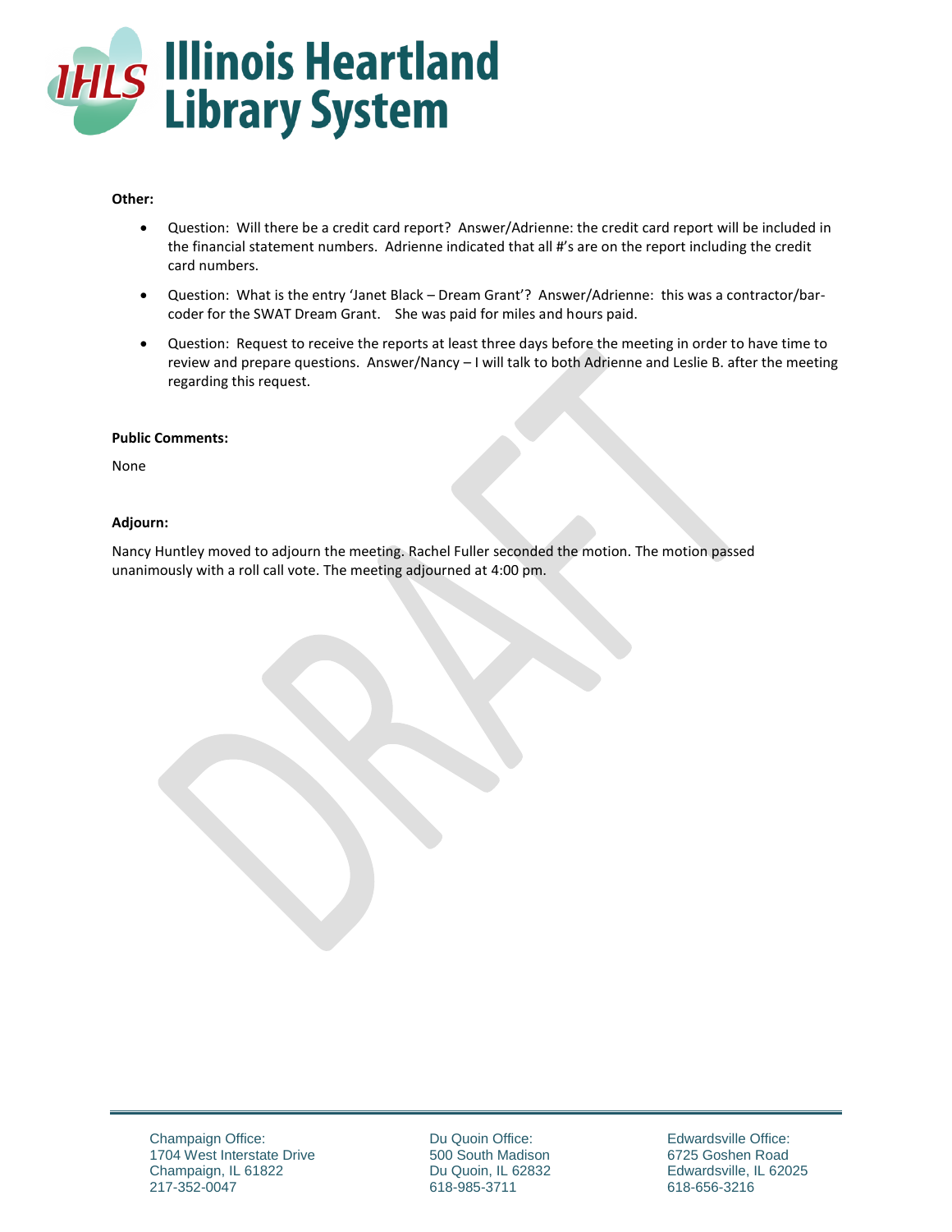**Other:**

- Question: Will there be a credit card report? Answer/Adrienne: the credit card report will be included in the financial statement numbers. Adrienne indicated that all #'s are on the report including the credit card numbers.
- Question: What is the entry 'Janet Black – Dream Grant'? Answer/Adrienne: this was a contractor/bar-coder for the SWAT Dream Grant. She was paid for miles and hours paid.
- Question: Request to receive the reports at least three days before the meeting in order to have time to review and prepare questions. Answer/Nancy – I will talk to both Adrienne and Leslie B. after the meeting regarding this request.

**Public Comments:**

None

**Adjourn:**

Nancy Huntley moved to adjourn the meeting. Rachel Fuller seconded the motion. The motion passed unanimously with a roll call vote. The meeting adjourned at 4:00 pm.